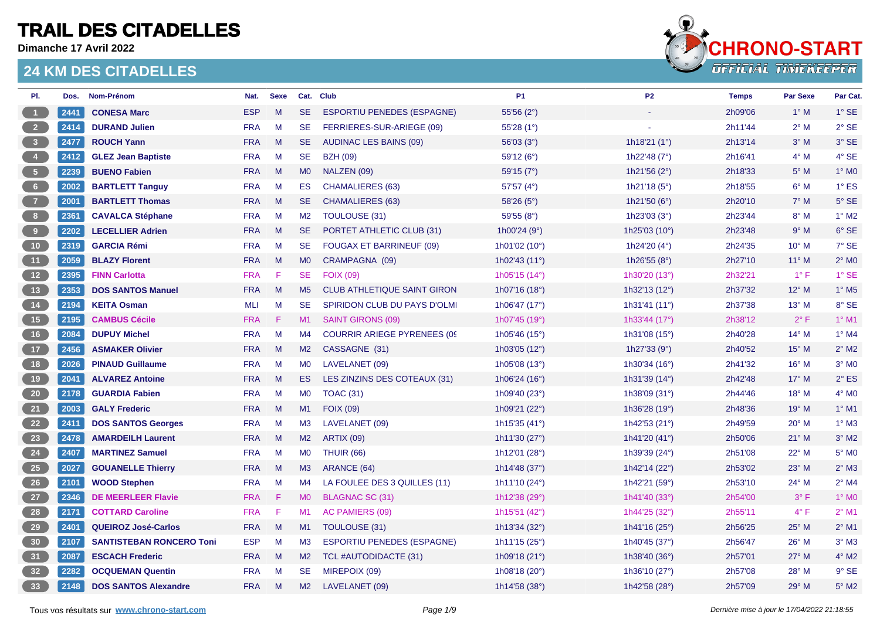# TRAIL DES CITADELLES

**Dimanche 17 Avril 2022**

## 24 KM DES CITADELLES

| Pl. | Dos. | Nom-Prénom | Nat. | Sexe | Cat. | Club | P1 | P2 | Temps | Par Sexe | Par Cat. |
|---|---|---|---|---|---|---|---|---|---|---|---|
| 1 | 2441 | **CONESA Marc** | ESP | M | SE | ESPORTIU PENEDES (ESPAGNE) | 55'56 (2°) | - | 2h09'06 | 1° M | 1° SE |
| 2 | 2414 | **DURAND Julien** | FRA | M | SE | FERRIERES-SUR-ARIEGE (09) | 55'28 (1°) | - | 2h11'44 | 2° M | 2° SE |
| 3 | 2477 | **ROUCH Yann** | FRA | M | SE | AUDINAC LES BAINS (09) | 56'03 (3°) | 1h18'21 (1°) | 2h13'14 | 3° M | 3° SE |
| 4 | 2412 | **GLEZ Jean Baptiste** | FRA | M | SE | BZH (09) | 59'12 (6°) | 1h22'48 (7°) | 2h16'41 | 4° M | 4° SE |
| 5 | 2239 | **BUENO Fabien** | FRA | M | M0 | NALZEN (09) | 59'15 (7°) | 1h21'56 (2°) | 2h18'33 | 5° M | 1° M0 |
| 6 | 2002 | **BARTLETT Tanguy** | FRA | M | ES | CHAMALIERES (63) | 57'57 (4°) | 1h21'18 (5°) | 2h18'55 | 6° M | 1° ES |
| 7 | 2001 | **BARTLETT Thomas** | FRA | M | SE | CHAMALIERES (63) | 58'26 (5°) | 1h21'50 (6°) | 2h20'10 | 7° M | 5° SE |
| 8 | 2361 | **CAVALCA Stéphane** | FRA | M | M2 | TOULOUSE (31) | 59'55 (8°) | 1h23'03 (3°) | 2h23'44 | 8° M | 1° M2 |
| 9 | 2202 | **LECELLIER Adrien** | FRA | M | SE | PORTET ATHLETIC CLUB (31) | 1h00'24 (9°) | 1h25'03 (10°) | 2h23'48 | 9° M | 6° SE |
| 10 | 2319 | **GARCIA Rémi** | FRA | M | SE | FOUGAX ET BARRINEUF (09) | 1h01'02 (10°) | 1h24'20 (4°) | 2h24'35 | 10° M | 7° SE |
| 11 | 2059 | **BLAZY Florent** | FRA | M | M0 | CRAMPAGNA (09) | 1h02'43 (11°) | 1h26'55 (8°) | 2h27'10 | 11° M | 2° M0 |
| 12 | 2395 | **FINN Carlotta** | FRA | F | SE | FOIX (09) | 1h05'15 (14°) | 1h30'20 (13°) | 2h32'21 | 1° F | 1° SE |
| 13 | 2353 | **DOS SANTOS Manuel** | FRA | M | M5 | CLUB ATHLETIQUE SAINT GIRON | 1h07'16 (18°) | 1h32'13 (12°) | 2h37'32 | 12° M | 1° M5 |
| 14 | 2194 | **KEITA Osman** | MLI | M | SE | SPIRIDON CLUB DU PAYS D'OLMI | 1h06'47 (17°) | 1h31'41 (11°) | 2h37'38 | 13° M | 8° SE |
| 15 | 2195 | **CAMBUS Cécile** | FRA | F | M1 | SAINT GIRONS (09) | 1h07'45 (19°) | 1h33'44 (17°) | 2h38'12 | 2° F | 1° M1 |
| 16 | 2084 | **DUPUY Michel** | FRA | M | M4 | COURRIR ARIEGE PYRENEES (09 | 1h05'46 (15°) | 1h31'08 (15°) | 2h40'28 | 14° M | 1° M4 |
| 17 | 2456 | **ASMAKER Olivier** | FRA | M | M2 | CASSAGNE (31) | 1h03'05 (12°) | 1h27'33 (9°) | 2h40'52 | 15° M | 2° M2 |
| 18 | 2026 | **PINAUD Guillaume** | FRA | M | M0 | LAVELANET (09) | 1h05'08 (13°) | 1h30'34 (16°) | 2h41'32 | 16° M | 3° M0 |
| 19 | 2041 | **ALVAREZ Antoine** | FRA | M | ES | LES ZINZINS DES COTEAUX (31) | 1h06'24 (16°) | 1h31'39 (14°) | 2h42'48 | 17° M | 2° ES |
| 20 | 2178 | **GUARDIA Fabien** | FRA | M | M0 | TOAC (31) | 1h09'40 (23°) | 1h38'09 (31°) | 2h44'46 | 18° M | 4° M0 |
| 21 | 2003 | **GALY Frederic** | FRA | M | M1 | FOIX (09) | 1h09'21 (22°) | 1h36'28 (19°) | 2h48'36 | 19° M | 1° M1 |
| 22 | 2411 | **DOS SANTOS Georges** | FRA | M | M3 | LAVELANET (09) | 1h15'35 (41°) | 1h42'53 (21°) | 2h49'59 | 20° M | 1° M3 |
| 23 | 2478 | **AMARDEILH Laurent** | FRA | M | M2 | ARTIX (09) | 1h11'30 (27°) | 1h41'20 (41°) | 2h50'06 | 21° M | 3° M2 |
| 24 | 2407 | **MARTINEZ Samuel** | FRA | M | M0 | THUIR (66) | 1h12'01 (28°) | 1h39'39 (24°) | 2h51'08 | 22° M | 5° M0 |
| 25 | 2027 | **GOUANELLE Thierry** | FRA | M | M3 | ARANCE (64) | 1h14'48 (37°) | 1h42'14 (22°) | 2h53'02 | 23° M | 2° M3 |
| 26 | 2101 | **WOOD Stephen** | FRA | M | M4 | LA FOULEE DES 3 QUILLES (11) | 1h11'10 (24°) | 1h42'21 (59°) | 2h53'10 | 24° M | 2° M4 |
| 27 | 2346 | **DE MEERLEER Flavie** | FRA | F | M0 | BLAGNAC SC (31) | 1h12'38 (29°) | 1h41'40 (33°) | 2h54'00 | 3° F | 1° M0 |
| 28 | 2171 | **COTTARD Caroline** | FRA | F | M1 | AC PAMIERS (09) | 1h15'51 (42°) | 1h44'25 (32°) | 2h55'11 | 4° F | 2° M1 |
| 29 | 2401 | **QUEIROZ José-Carlos** | FRA | M | M1 | TOULOUSE (31) | 1h13'34 (32°) | 1h41'16 (25°) | 2h56'25 | 25° M | 2° M1 |
| 30 | 2107 | **SANTISTEBAN RONCERO Toni** | ESP | M | M3 | ESPORTIU PENEDES (ESPAGNE) | 1h11'15 (25°) | 1h40'45 (37°) | 2h56'47 | 26° M | 3° M3 |
| 31 | 2087 | **ESCACH Frederic** | FRA | M | M2 | TCL #AUTODIDACTE (31) | 1h09'18 (21°) | 1h38'40 (36°) | 2h57'01 | 27° M | 4° M2 |
| 32 | 2282 | **OCQUEMAN Quentin** | FRA | M | SE | MIREPOIX (09) | 1h08'18 (20°) | 1h36'10 (27°) | 2h57'08 | 28° M | 9° SE |
| 33 | 2148 | **DOS SANTOS Alexandre** | FRA | M | M2 | LAVELANET (09) | 1h14'58 (38°) | 1h42'58 (28°) | 2h57'09 | 29° M | 5° M2 |

Tous vos résultats sur **www.chrono-start.com**

*Dernière mise à jour le 17/04/2022 21:18:55*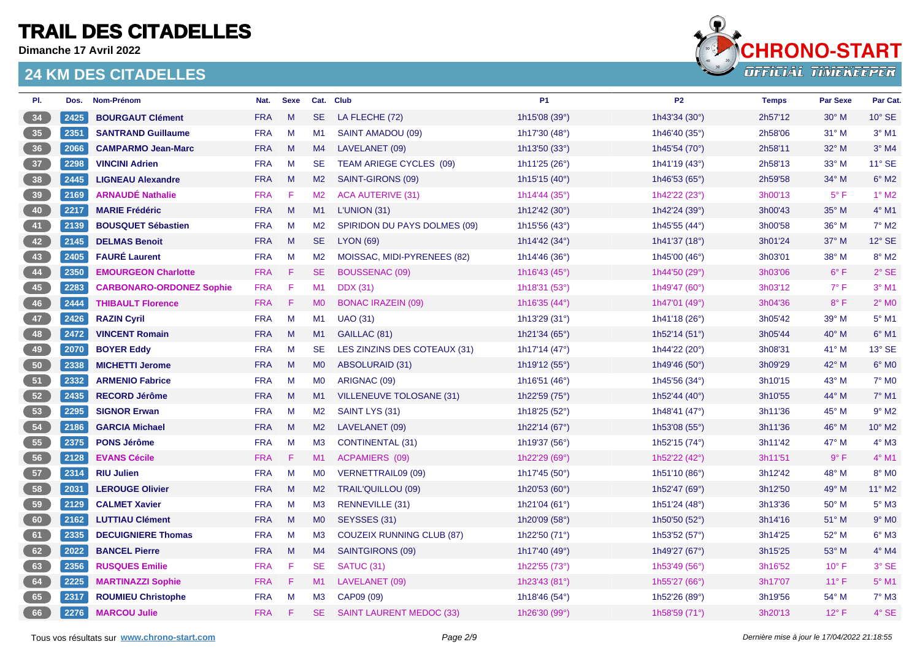# TRAIL DES CITADELLES

**Dimanche 17 Avril 2022**

## 24 KM DES CITADELLES

| Pl. | Dos. | Nom-Prénom | Nat. | Sexe | Cat. | Club | P1 | P2 | Temps | Par Sexe | Par Cat. |
|---|---|---|---|---|---|---|---|---|---|---|---|
| 34 | 2425 | **BOURGAUT Clément** | FRA | M | SE | LA FLECHE (72) | 1h15'08 (39°) | 1h43'34 (30°) | 2h57'12 | 30° M | 10° SE |
| 35 | 2351 | **SANTRAND Guillaume** | FRA | M | M1 | SAINT AMADOU (09) | 1h17'30 (48°) | 1h46'40 (35°) | 2h58'06 | 31° M | 3° M1 |
| 36 | 2066 | **CAMPARMO Jean-Marc** | FRA | M | M4 | LAVELANET (09) | 1h13'50 (33°) | 1h45'54 (70°) | 2h58'11 | 32° M | 3° M4 |
| 37 | 2298 | **VINCINI Adrien** | FRA | M | SE | TEAM ARIEGE CYCLES (09) | 1h11'25 (26°) | 1h41'19 (43°) | 2h58'13 | 33° M | 11° SE |
| 38 | 2445 | **LIGNEAU Alexandre** | FRA | M | M2 | SAINT-GIRONS (09) | 1h15'15 (40°) | 1h46'53 (65°) | 2h59'58 | 34° M | 6° M2 |
| 39 | 2169 | **ARNAUDÉ Nathalie** | FRA | F | M2 | ACA AUTERIVE (31) | 1h14'44 (35°) | 1h42'22 (23°) | 3h00'13 | 5° F | 1° M2 |
| 40 | 2217 | **MARIE Frédéric** | FRA | M | M1 | L'UNION (31) | 1h12'42 (30°) | 1h42'24 (39°) | 3h00'43 | 35° M | 4° M1 |
| 41 | 2139 | **BOUSQUET Sébastien** | FRA | M | M2 | SPIRIDON DU PAYS DOLMES (09) | 1h15'56 (43°) | 1h45'55 (44°) | 3h00'58 | 36° M | 7° M2 |
| 42 | 2145 | **DELMAS Benoit** | FRA | M | SE | LYON (69) | 1h14'42 (34°) | 1h41'37 (18°) | 3h01'24 | 37° M | 12° SE |
| 43 | 2405 | **FAURÉ Laurent** | FRA | M | M2 | MOISSAC, MIDI-PYRENEES (82) | 1h14'46 (36°) | 1h45'00 (46°) | 3h03'01 | 38° M | 8° M2 |
| 44 | 2350 | **EMOURGEON Charlotte** | FRA | F | SE | BOUSSENAC (09) | 1h16'43 (45°) | 1h44'50 (29°) | 3h03'06 | 6° F | 2° SE |
| 45 | 2283 | **CARBONARO-ORDONEZ Sophie** | FRA | F | M1 | DDX (31) | 1h18'31 (53°) | 1h49'47 (60°) | 3h03'12 | 7° F | 3° M1 |
| 46 | 2444 | **THIBAULT Florence** | FRA | F | M0 | BONAC IRAZEIN (09) | 1h16'35 (44°) | 1h47'01 (49°) | 3h04'36 | 8° F | 2° M0 |
| 47 | 2426 | **RAZIN Cyril** | FRA | M | M1 | UAO (31) | 1h13'29 (31°) | 1h41'18 (26°) | 3h05'42 | 39° M | 5° M1 |
| 48 | 2472 | **VINCENT Romain** | FRA | M | M1 | GAILLAC (81) | 1h21'34 (65°) | 1h52'14 (51°) | 3h05'44 | 40° M | 6° M1 |
| 49 | 2070 | **BOYER Eddy** | FRA | M | SE | LES ZINZINS DES COTEAUX (31) | 1h17'14 (47°) | 1h44'22 (20°) | 3h08'31 | 41° M | 13° SE |
| 50 | 2338 | **MICHETTI Jerome** | FRA | M | M0 | ABSOLURAID (31) | 1h19'12 (55°) | 1h49'46 (50°) | 3h09'29 | 42° M | 6° M0 |
| 51 | 2332 | **ARMENIO Fabrice** | FRA | M | M0 | ARIGNAC (09) | 1h16'51 (46°) | 1h45'56 (34°) | 3h10'15 | 43° M | 7° M0 |
| 52 | 2435 | **RECORD Jérôme** | FRA | M | M1 | VILLENEUVE TOLOSANE (31) | 1h22'59 (75°) | 1h52'44 (40°) | 3h10'55 | 44° M | 7° M1 |
| 53 | 2295 | **SIGNOR Erwan** | FRA | M | M2 | SAINT LYS (31) | 1h18'25 (52°) | 1h48'41 (47°) | 3h11'36 | 45° M | 9° M2 |
| 54 | 2186 | **GARCIA Michael** | FRA | M | M2 | LAVELANET (09) | 1h22'14 (67°) | 1h53'08 (55°) | 3h11'36 | 46° M | 10° M2 |
| 55 | 2375 | **PONS Jérôme** | FRA | M | M3 | CONTINENTAL (31) | 1h19'37 (56°) | 1h52'15 (74°) | 3h11'42 | 47° M | 4° M3 |
| 56 | 2128 | **EVANS Cécile** | FRA | F | M1 | ACPAMIERS (09) | 1h22'29 (69°) | 1h52'22 (42°) | 3h11'51 | 9° F | 4° M1 |
| 57 | 2314 | **RIU Julien** | FRA | M | M0 | VERNETTRAIL09 (09) | 1h17'45 (50°) | 1h51'10 (86°) | 3h12'42 | 48° M | 8° M0 |
| 58 | 2031 | **LEROUGE Olivier** | FRA | M | M2 | TRAIL'QUILLOU (09) | 1h20'53 (60°) | 1h52'47 (69°) | 3h12'50 | 49° M | 11° M2 |
| 59 | 2129 | **CALMET Xavier** | FRA | M | M3 | RENNEVILLE (31) | 1h21'04 (61°) | 1h51'24 (48°) | 3h13'36 | 50° M | 5° M3 |
| 60 | 2162 | **LUTTIAU Clément** | FRA | M | M0 | SEYSSES (31) | 1h20'09 (58°) | 1h50'50 (52°) | 3h14'16 | 51° M | 9° M0 |
| 61 | 2335 | **DECUIGNIERE Thomas** | FRA | M | M3 | COUZEIX RUNNING CLUB (87) | 1h22'50 (71°) | 1h53'52 (57°) | 3h14'25 | 52° M | 6° M3 |
| 62 | 2022 | **BANCEL Pierre** | FRA | M | M4 | SAINTGIRONS (09) | 1h17'40 (49°) | 1h49'27 (67°) | 3h15'25 | 53° M | 4° M4 |
| 63 | 2356 | **RUSQUES Emilie** | FRA | F | SE | SATUC (31) | 1h22'55 (73°) | 1h53'49 (56°) | 3h16'52 | 10° F | 3° SE |
| 64 | 2225 | **MARTINAZZI Sophie** | FRA | F | M1 | LAVELANET (09) | 1h23'43 (81°) | 1h55'27 (66°) | 3h17'07 | 11° F | 5° M1 |
| 65 | 2317 | **ROUMIEU Christophe** | FRA | M | M3 | CAP09 (09) | 1h18'46 (54°) | 1h52'26 (89°) | 3h19'56 | 54° M | 7° M3 |
| 66 | 2276 | **MARCOU Julie** | FRA | F | SE | SAINT LAURENT MEDOC (33) | 1h26'30 (99°) | 1h58'59 (71°) | 3h20'13 | 12° F | 4° SE |

Tous vos résultats sur www.chrono-start.com

*Dernière mise à jour le 17/04/2022 21:18:55*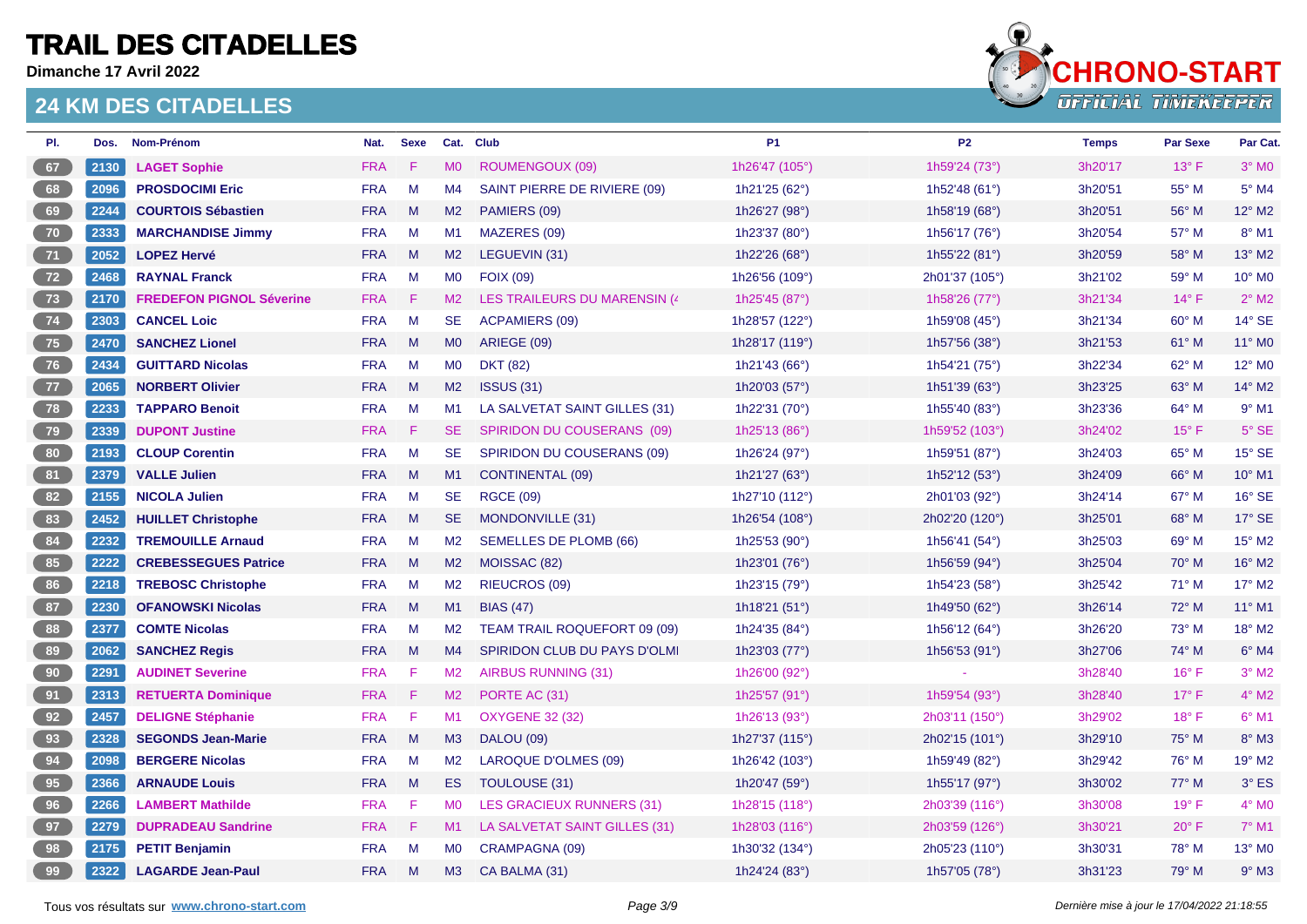# TRAIL DES CITADELLES

**Dimanche 17 Avril 2022**

## 24 KM DES CITADELLES

| Pl. | Dos. | Nom-Prénom | Nat. | Sexe | Cat. | Club | P1 | P2 | Temps | Par Sexe | Par Cat. |
|---|---|---|---|---|---|---|---|---|---|---|---|
| 67 | 2130 | **LAGET Sophie** | FRA | F | M0 | ROUMENGOUX (09) | 1h26'47 (105°) | 1h59'24 (73°) | 3h20'17 | 13° F | 3° M0 |
| 68 | 2096 | **PROSDOCIMI Eric** | FRA | M | M4 | SAINT PIERRE DE RIVIERE (09) | 1h21'25 (62°) | 1h52'48 (61°) | 3h20'51 | 55° M | 5° M4 |
| 69 | 2244 | **COURTOIS Sébastien** | FRA | M | M2 | PAMIERS (09) | 1h26'27 (98°) | 1h58'19 (68°) | 3h20'51 | 56° M | 12° M2 |
| 70 | 2333 | **MARCHANDISE Jimmy** | FRA | M | M1 | MAZERES (09) | 1h23'37 (80°) | 1h56'17 (76°) | 3h20'54 | 57° M | 8° M1 |
| 71 | 2052 | **LOPEZ Hervé** | FRA | M | M2 | LEGUEVIN (31) | 1h22'26 (68°) | 1h55'22 (81°) | 3h20'59 | 58° M | 13° M2 |
| 72 | 2468 | **RAYNAL Franck** | FRA | M | M0 | FOIX (09) | 1h26'56 (109°) | 2h01'37 (105°) | 3h21'02 | 59° M | 10° M0 |
| 73 | 2170 | **FREDEFON PIGNOL Séverine** | FRA | F | M2 | LES TRAILEURS DU MARENSIN (4 | 1h25'45 (87°) | 1h58'26 (77°) | 3h21'34 | 14° F | 2° M2 |
| 74 | 2303 | **CANCEL Loic** | FRA | M | SE | ACPAMIERS (09) | 1h28'57 (122°) | 1h59'08 (45°) | 3h21'34 | 60° M | 14° SE |
| 75 | 2470 | **SANCHEZ Lionel** | FRA | M | M0 | ARIEGE (09) | 1h28'17 (119°) | 1h57'56 (38°) | 3h21'53 | 61° M | 11° M0 |
| 76 | 2434 | **GUITTARD Nicolas** | FRA | M | M0 | DKT (82) | 1h21'43 (66°) | 1h54'21 (75°) | 3h22'34 | 62° M | 12° M0 |
| 77 | 2065 | **NORBERT Olivier** | FRA | M | M2 | ISSUS (31) | 1h20'03 (57°) | 1h51'39 (63°) | 3h23'25 | 63° M | 14° M2 |
| 78 | 2233 | **TAPPARO Benoit** | FRA | M | M1 | LA SALVETAT SAINT GILLES (31) | 1h22'31 (70°) | 1h55'40 (83°) | 3h23'36 | 64° M | 9° M1 |
| 79 | 2339 | **DUPONT Justine** | FRA | F | SE | SPIRIDON DU COUSERANS (09) | 1h25'13 (86°) | 1h59'52 (103°) | 3h24'02 | 15° F | 5° SE |
| 80 | 2193 | **CLOUP Corentin** | FRA | M | SE | SPIRIDON DU COUSERANS (09) | 1h26'24 (97°) | 1h59'51 (87°) | 3h24'03 | 65° M | 15° SE |
| 81 | 2379 | **VALLE Julien** | FRA | M | M1 | CONTINENTAL (09) | 1h21'27 (63°) | 1h52'12 (53°) | 3h24'09 | 66° M | 10° M1 |
| 82 | 2155 | **NICOLA Julien** | FRA | M | SE | RGCE (09) | 1h27'10 (112°) | 2h01'03 (92°) | 3h24'14 | 67° M | 16° SE |
| 83 | 2452 | **HUILLET Christophe** | FRA | M | SE | MONDONVILLE (31) | 1h26'54 (108°) | 2h02'20 (120°) | 3h25'01 | 68° M | 17° SE |
| 84 | 2232 | **TREMOUILLE Arnaud** | FRA | M | M2 | SEMELLES DE PLOMB (66) | 1h25'53 (90°) | 1h56'41 (54°) | 3h25'03 | 69° M | 15° M2 |
| 85 | 2222 | **CREBESSEGUES Patrice** | FRA | M | M2 | MOISSAC (82) | 1h23'01 (76°) | 1h56'59 (94°) | 3h25'04 | 70° M | 16° M2 |
| 86 | 2218 | **TREBOSC Christophe** | FRA | M | M2 | RIEUCROS (09) | 1h23'15 (79°) | 1h54'23 (58°) | 3h25'42 | 71° M | 17° M2 |
| 87 | 2230 | **OFANOWSKI Nicolas** | FRA | M | M1 | BIAS (47) | 1h18'21 (51°) | 1h49'50 (62°) | 3h26'14 | 72° M | 11° M1 |
| 88 | 2377 | **COMTE Nicolas** | FRA | M | M2 | TEAM TRAIL ROQUEFORT 09 (09) | 1h24'35 (84°) | 1h56'12 (64°) | 3h26'20 | 73° M | 18° M2 |
| 89 | 2062 | **SANCHEZ Regis** | FRA | M | M4 | SPIRIDON CLUB DU PAYS D'OLMI | 1h23'03 (77°) | 1h56'53 (91°) | 3h27'06 | 74° M | 6° M4 |
| 90 | 2291 | **AUDINET Severine** | FRA | F | M2 | AIRBUS RUNNING (31) | 1h26'00 (92°) | - | 3h28'40 | 16° F | 3° M2 |
| 91 | 2313 | **RETUERTA Dominique** | FRA | F | M2 | PORTE AC (31) | 1h25'57 (91°) | 1h59'54 (93°) | 3h28'40 | 17° F | 4° M2 |
| 92 | 2457 | **DELIGNE Stéphanie** | FRA | F | M1 | OXYGENE 32 (32) | 1h26'13 (93°) | 2h03'11 (150°) | 3h29'02 | 18° F | 6° M1 |
| 93 | 2328 | **SEGONDS Jean-Marie** | FRA | M | M3 | DALOU (09) | 1h27'37 (115°) | 2h02'15 (101°) | 3h29'10 | 75° M | 8° M3 |
| 94 | 2098 | **BERGERE Nicolas** | FRA | M | M2 | LAROQUE D'OLMES (09) | 1h26'42 (103°) | 1h59'49 (82°) | 3h29'42 | 76° M | 19° M2 |
| 95 | 2366 | **ARNAUDE Louis** | FRA | M | ES | TOULOUSE (31) | 1h20'47 (59°) | 1h55'17 (97°) | 3h30'02 | 77° M | 3° ES |
| 96 | 2266 | **LAMBERT Mathilde** | FRA | F | M0 | LES GRACIEUX RUNNERS (31) | 1h28'15 (118°) | 2h03'39 (116°) | 3h30'08 | 19° F | 4° M0 |
| 97 | 2279 | **DUPRADEAU Sandrine** | FRA | F | M1 | LA SALVETAT SAINT GILLES (31) | 1h28'03 (116°) | 2h03'59 (126°) | 3h30'21 | 20° F | 7° M1 |
| 98 | 2175 | **PETIT Benjamin** | FRA | M | M0 | CRAMPAGNA (09) | 1h30'32 (134°) | 2h05'23 (110°) | 3h30'31 | 78° M | 13° M0 |
| 99 | 2322 | **LAGARDE Jean-Paul** | FRA | M | M3 | CA BALMA (31) | 1h24'24 (83°) | 1h57'05 (78°) | 3h31'23 | 79° M | 9° M3 |

Tous vos résultats sur www.chrono-start.com

*Dernière mise à jour le 17/04/2022 21:18:55*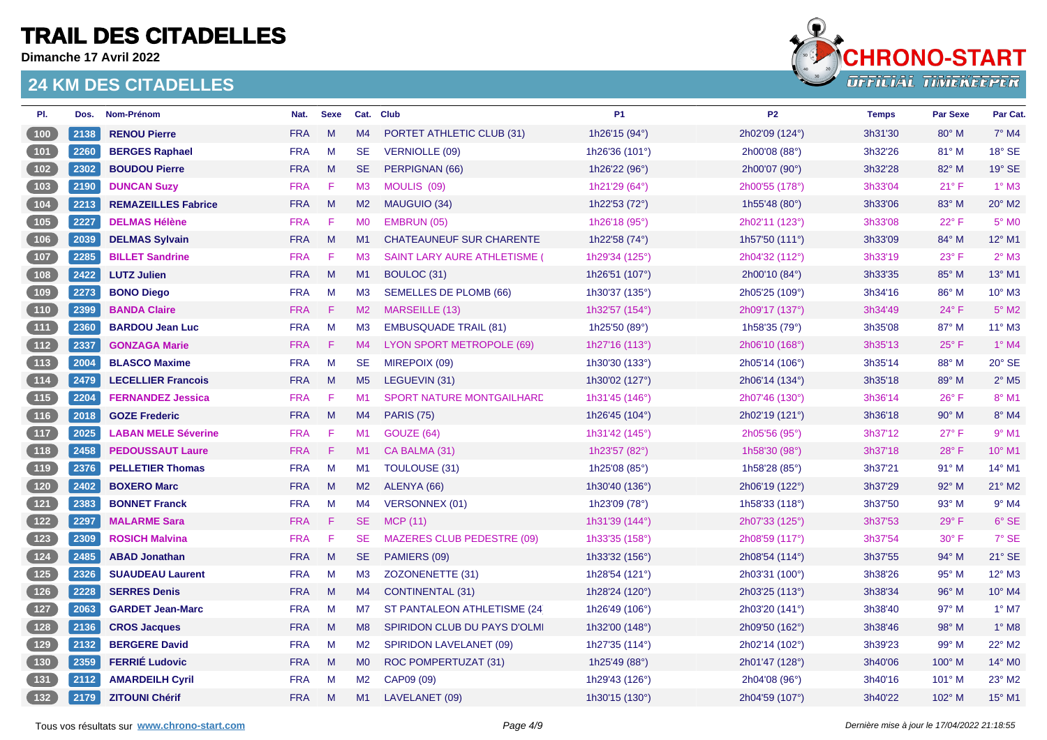# TRAIL DES CITADELLES

**Dimanche 17 Avril 2022**

## 24 KM DES CITADELLES

| Pl. | Dos. | Nom-Prénom | Nat. | Sexe | Cat. | Club | P1 | P2 | Temps | Par Sexe | Par Cat. |
|---|---|---|---|---|---|---|---|---|---|---|---|
| 100 | 2138 | **RENOU Pierre** | FRA | M | M4 | PORTET ATHLETIC CLUB (31) | 1h26'15 (94°) | 2h02'09 (124°) | 3h31'30 | 80° M | 7° M4 |
| 101 | 2260 | **BERGES Raphael** | FRA | M | SE | VERNIOLLE (09) | 1h26'36 (101°) | 2h00'08 (88°) | 3h32'26 | 81° M | 18° SE |
| 102 | 2302 | **BOUDOU Pierre** | FRA | M | SE | PERPIGNAN (66) | 1h26'22 (96°) | 2h00'07 (90°) | 3h32'28 | 82° M | 19° SE |
| 103 | 2190 | **DUNCAN Suzy** | FRA | F | M3 | MOULIS (09) | 1h21'29 (64°) | 2h00'55 (178°) | 3h33'04 | 21° F | 1° M3 |
| 104 | 2213 | **REMAZEILLES Fabrice** | FRA | M | M2 | MAUGUIO (34) | 1h22'53 (72°) | 1h55'48 (80°) | 3h33'06 | 83° M | 20° M2 |
| 105 | 2227 | **DELMAS Hélène** | FRA | F | M0 | EMBRUN (05) | 1h26'18 (95°) | 2h02'11 (123°) | 3h33'08 | 22° F | 5° M0 |
| 106 | 2039 | **DELMAS Sylvain** | FRA | M | M1 | CHATEAUNEUF SUR CHARENTE | 1h22'58 (74°) | 1h57'50 (111°) | 3h33'09 | 84° M | 12° M1 |
| 107 | 2285 | **BILLET Sandrine** | FRA | F | M3 | SAINT LARY AURE ATHLETISME ( | 1h29'34 (125°) | 2h04'32 (112°) | 3h33'19 | 23° F | 2° M3 |
| 108 | 2422 | **LUTZ Julien** | FRA | M | M1 | BOULOC (31) | 1h26'51 (107°) | 2h00'10 (84°) | 3h33'35 | 85° M | 13° M1 |
| 109 | 2273 | **BONO Diego** | FRA | M | M3 | SEMELLES DE PLOMB (66) | 1h30'37 (135°) | 2h05'25 (109°) | 3h34'16 | 86° M | 10° M3 |
| 110 | 2399 | **BANDA Claire** | FRA | F | M2 | MARSEILLE (13) | 1h32'57 (154°) | 2h09'17 (137°) | 3h34'49 | 24° F | 5° M2 |
| 111 | 2360 | **BARDOU Jean Luc** | FRA | M | M3 | EMBUSQUADE TRAIL (81) | 1h25'50 (89°) | 1h58'35 (79°) | 3h35'08 | 87° M | 11° M3 |
| 112 | 2337 | **GONZAGA Marie** | FRA | F | M4 | LYON SPORT METROPOLE (69) | 1h27'16 (113°) | 2h06'10 (168°) | 3h35'13 | 25° F | 1° M4 |
| 113 | 2004 | **BLASCO Maxime** | FRA | M | SE | MIREPOIX (09) | 1h30'30 (133°) | 2h05'14 (106°) | 3h35'14 | 88° M | 20° SE |
| 114 | 2479 | **LECELLIER Francois** | FRA | M | M5 | LEGUEVIN (31) | 1h30'02 (127°) | 2h06'14 (134°) | 3h35'18 | 89° M | 2° M5 |
| 115 | 2204 | **FERNANDEZ Jessica** | FRA | F | M1 | SPORT NATURE MONTGAILHARD | 1h31'45 (146°) | 2h07'46 (130°) | 3h36'14 | 26° F | 8° M1 |
| 116 | 2018 | **GOZE Frederic** | FRA | M | M4 | PARIS (75) | 1h26'45 (104°) | 2h02'19 (121°) | 3h36'18 | 90° M | 8° M4 |
| 117 | 2025 | **LABAN MELE Séverine** | FRA | F | M1 | GOUZE (64) | 1h31'42 (145°) | 2h05'56 (95°) | 3h37'12 | 27° F | 9° M1 |
| 118 | 2458 | **PEDOUSSAUT Laure** | FRA | F | M1 | CA BALMA (31) | 1h23'57 (82°) | 1h58'30 (98°) | 3h37'18 | 28° F | 10° M1 |
| 119 | 2376 | **PELLETIER Thomas** | FRA | M | M1 | TOULOUSE (31) | 1h25'08 (85°) | 1h58'28 (85°) | 3h37'21 | 91° M | 14° M1 |
| 120 | 2402 | **BOXERO Marc** | FRA | M | M2 | ALENYA (66) | 1h30'40 (136°) | 2h06'19 (122°) | 3h37'29 | 92° M | 21° M2 |
| 121 | 2383 | **BONNET Franck** | FRA | M | M4 | VERSONNEX (01) | 1h23'09 (78°) | 1h58'33 (118°) | 3h37'50 | 93° M | 9° M4 |
| 122 | 2297 | **MALARME Sara** | FRA | F | SE | MCP (11) | 1h31'39 (144°) | 2h07'33 (125°) | 3h37'53 | 29° F | 6° SE |
| 123 | 2309 | **ROSICH Malvina** | FRA | F | SE | MAZERES CLUB PEDESTRE (09) | 1h33'35 (158°) | 2h08'59 (117°) | 3h37'54 | 30° F | 7° SE |
| 124 | 2485 | **ABAD Jonathan** | FRA | M | SE | PAMIERS (09) | 1h33'32 (156°) | 2h08'54 (114°) | 3h37'55 | 94° M | 21° SE |
| 125 | 2326 | **SUAUDEAU Laurent** | FRA | M | M3 | ZOZONENETTE (31) | 1h28'54 (121°) | 2h03'31 (100°) | 3h38'26 | 95° M | 12° M3 |
| 126 | 2228 | **SERRES Denis** | FRA | M | M4 | CONTINENTAL (31) | 1h28'24 (120°) | 2h03'25 (113°) | 3h38'34 | 96° M | 10° M4 |
| 127 | 2063 | **GARDET Jean-Marc** | FRA | M | M7 | ST PANTALEON ATHLETISME (24 | 1h26'49 (106°) | 2h03'20 (141°) | 3h38'40 | 97° M | 1° M7 |
| 128 | 2136 | **CROS Jacques** | FRA | M | M8 | SPIRIDON CLUB DU PAYS D'OLMI | 1h32'00 (148°) | 2h09'50 (162°) | 3h38'46 | 98° M | 1° M8 |
| 129 | 2132 | **BERGERE David** | FRA | M | M2 | SPIRIDON LAVELANET (09) | 1h27'35 (114°) | 2h02'14 (102°) | 3h39'23 | 99° M | 22° M2 |
| 130 | 2359 | **FERRIÉ Ludovic** | FRA | M | M0 | ROC POMPERTUZAT (31) | 1h25'49 (88°) | 2h01'47 (128°) | 3h40'06 | 100° M | 14° M0 |
| 131 | 2112 | **AMARDEILH Cyril** | FRA | M | M2 | CAP09 (09) | 1h29'43 (126°) | 2h04'08 (96°) | 3h40'16 | 101° M | 23° M2 |
| 132 | 2179 | **ZITOUNI Chérif** | FRA | M | M1 | LAVELANET (09) | 1h30'15 (130°) | 2h04'59 (107°) | 3h40'22 | 102° M | 15° M1 |

Tous vos résultats sur www.chrono-start.com — Dernière mise à jour le 17/04/2022 21:18:55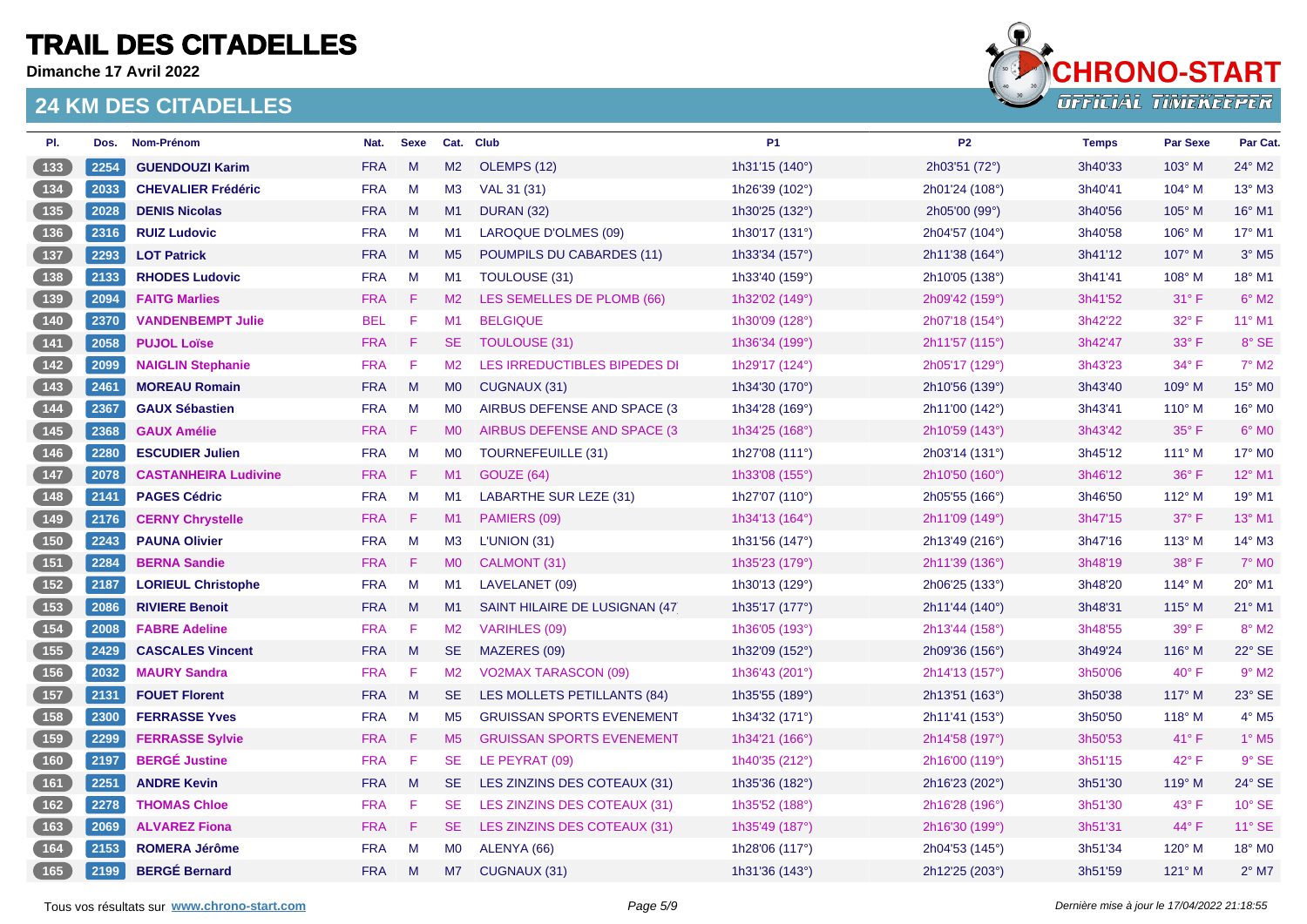# TRAIL DES CITADELLES

**Dimanche 17 Avril 2022**

## 24 KM DES CITADELLES

| Pl. | Dos. | Nom-Prénom | Nat. | Sexe | Cat. | Club | P1 | P2 | Temps | Par Sexe | Par Cat. |
|---|---|---|---|---|---|---|---|---|---|---|---|
| 133 | 2254 | **GUENDOUZI Karim** | FRA | M | M2 | OLEMPS (12) | 1h31'15 (140°) | 2h03'51 (72°) | 3h40'33 | 103° M | 24° M2 |
| 134 | 2033 | **CHEVALIER Frédéric** | FRA | M | M3 | VAL 31 (31) | 1h26'39 (102°) | 2h01'24 (108°) | 3h40'41 | 104° M | 13° M3 |
| 135 | 2028 | **DENIS Nicolas** | FRA | M | M1 | DURAN (32) | 1h30'25 (132°) | 2h05'00 (99°) | 3h40'56 | 105° M | 16° M1 |
| 136 | 2316 | **RUIZ Ludovic** | FRA | M | M1 | LAROQUE D'OLMES (09) | 1h30'17 (131°) | 2h04'57 (104°) | 3h40'58 | 106° M | 17° M1 |
| 137 | 2293 | **LOT Patrick** | FRA | M | M5 | POUMPILS DU CABARDES (11) | 1h33'34 (157°) | 2h11'38 (164°) | 3h41'12 | 107° M | 3° M5 |
| 138 | 2133 | **RHODES Ludovic** | FRA | M | M1 | TOULOUSE (31) | 1h33'40 (159°) | 2h10'05 (138°) | 3h41'41 | 108° M | 18° M1 |
| 139 | 2094 | **FAITG Marlies** | FRA | F | M2 | LES SEMELLES DE PLOMB (66) | 1h32'02 (149°) | 2h09'42 (159°) | 3h41'52 | 31° F | 6° M2 |
| 140 | 2370 | **VANDENBEMPT Julie** | BEL | F | M1 | BELGIQUE | 1h30'09 (128°) | 2h07'18 (154°) | 3h42'22 | 32° F | 11° M1 |
| 141 | 2058 | **PUJOL Loïse** | FRA | F | SE | TOULOUSE (31) | 1h36'34 (199°) | 2h11'57 (115°) | 3h42'47 | 33° F | 8° SE |
| 142 | 2099 | **NAIGLIN Stephanie** | FRA | F | M2 | LES IRREDUCTIBLES BIPEDES DI | 1h29'17 (124°) | 2h05'17 (129°) | 3h43'23 | 34° F | 7° M2 |
| 143 | 2461 | **MOREAU Romain** | FRA | M | M0 | CUGNAUX (31) | 1h34'30 (170°) | 2h10'56 (139°) | 3h43'40 | 109° M | 15° M0 |
| 144 | 2367 | **GAUX Sébastien** | FRA | M | M0 | AIRBUS DEFENSE AND SPACE (3 | 1h34'28 (169°) | 2h11'00 (142°) | 3h43'41 | 110° M | 16° M0 |
| 145 | 2368 | **GAUX Amélie** | FRA | F | M0 | AIRBUS DEFENSE AND SPACE (3 | 1h34'25 (168°) | 2h10'59 (143°) | 3h43'42 | 35° F | 6° M0 |
| 146 | 2280 | **ESCUDIER Julien** | FRA | M | M0 | TOURNEFEUILLE (31) | 1h27'08 (111°) | 2h03'14 (131°) | 3h45'12 | 111° M | 17° M0 |
| 147 | 2078 | **CASTANHEIRA Ludivine** | FRA | F | M1 | GOUZE (64) | 1h33'08 (155°) | 2h10'50 (160°) | 3h46'12 | 36° F | 12° M1 |
| 148 | 2141 | **PAGES Cédric** | FRA | M | M1 | LABARTHE SUR LEZE (31) | 1h27'07 (110°) | 2h05'55 (166°) | 3h46'50 | 112° M | 19° M1 |
| 149 | 2176 | **CERNY Chrystelle** | FRA | F | M1 | PAMIERS (09) | 1h34'13 (164°) | 2h11'09 (149°) | 3h47'15 | 37° F | 13° M1 |
| 150 | 2243 | **PAUNA Olivier** | FRA | M | M3 | L'UNION (31) | 1h31'56 (147°) | 2h13'49 (216°) | 3h47'16 | 113° M | 14° M3 |
| 151 | 2284 | **BERNA Sandie** | FRA | F | M0 | CALMONT (31) | 1h35'23 (179°) | 2h11'39 (136°) | 3h48'19 | 38° F | 7° M0 |
| 152 | 2187 | **LORIEUL Christophe** | FRA | M | M1 | LAVELANET (09) | 1h30'13 (129°) | 2h06'25 (133°) | 3h48'20 | 114° M | 20° M1 |
| 153 | 2086 | **RIVIERE Benoit** | FRA | M | M1 | SAINT HILAIRE DE LUSIGNAN (47 | 1h35'17 (177°) | 2h11'44 (140°) | 3h48'31 | 115° M | 21° M1 |
| 154 | 2008 | **FABRE Adeline** | FRA | F | M2 | VARIHLES (09) | 1h36'05 (193°) | 2h13'44 (158°) | 3h48'55 | 39° F | 8° M2 |
| 155 | 2429 | **CASCALES Vincent** | FRA | M | SE | MAZERES (09) | 1h32'09 (152°) | 2h09'36 (156°) | 3h49'24 | 116° M | 22° SE |
| 156 | 2032 | **MAURY Sandra** | FRA | F | M2 | VO2MAX TARASCON (09) | 1h36'43 (201°) | 2h14'13 (157°) | 3h50'06 | 40° F | 9° M2 |
| 157 | 2131 | **FOUET Florent** | FRA | M | SE | LES MOLLETS PETILLANTS (84) | 1h35'55 (189°) | 2h13'51 (163°) | 3h50'38 | 117° M | 23° SE |
| 158 | 2300 | **FERRASSE Yves** | FRA | M | M5 | GRUISSAN SPORTS EVENEMENT | 1h34'32 (171°) | 2h11'41 (153°) | 3h50'50 | 118° M | 4° M5 |
| 159 | 2299 | **FERRASSE Sylvie** | FRA | F | M5 | GRUISSAN SPORTS EVENEMENT | 1h34'21 (166°) | 2h14'58 (197°) | 3h50'53 | 41° F | 1° M5 |
| 160 | 2197 | **BERGÉ Justine** | FRA | F | SE | LE PEYRAT (09) | 1h40'35 (212°) | 2h16'00 (119°) | 3h51'15 | 42° F | 9° SE |
| 161 | 2251 | **ANDRE Kevin** | FRA | M | SE | LES ZINZINS DES COTEAUX (31) | 1h35'36 (182°) | 2h16'23 (202°) | 3h51'30 | 119° M | 24° SE |
| 162 | 2278 | **THOMAS Chloe** | FRA | F | SE | LES ZINZINS DES COTEAUX (31) | 1h35'52 (188°) | 2h16'28 (196°) | 3h51'30 | 43° F | 10° SE |
| 163 | 2069 | **ALVAREZ Fiona** | FRA | F | SE | LES ZINZINS DES COTEAUX (31) | 1h35'49 (187°) | 2h16'30 (199°) | 3h51'31 | 44° F | 11° SE |
| 164 | 2153 | **ROMERA Jérôme** | FRA | M | M0 | ALENYA (66) | 1h28'06 (117°) | 2h04'53 (145°) | 3h51'34 | 120° M | 18° M0 |
| 165 | 2199 | **BERGÉ Bernard** | FRA | M | M7 | CUGNAUX (31) | 1h31'36 (143°) | 2h12'25 (203°) | 3h51'59 | 121° M | 2° M7 |

Tous vos résultats sur **www.chrono-start.com**

*Dernière mise à jour le 17/04/2022 21:18:55*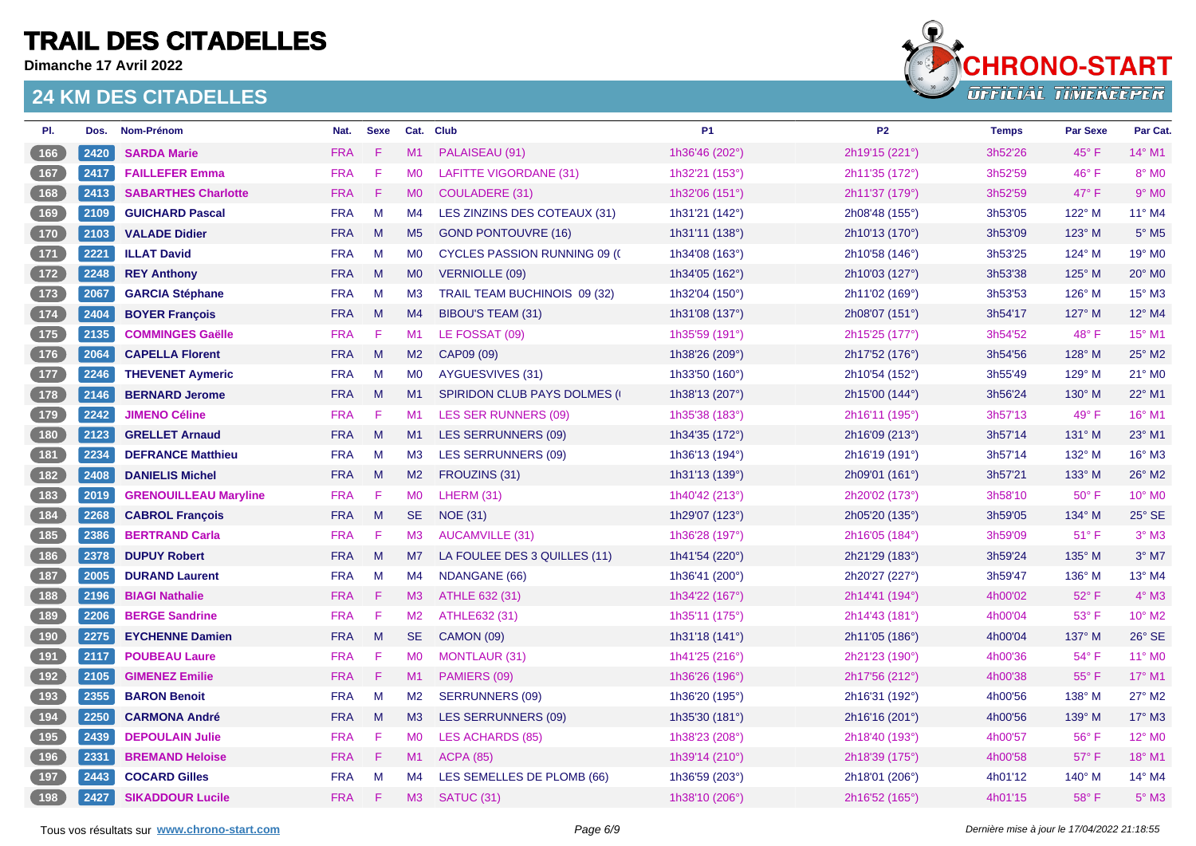# TRAIL DES CITADELLES

**Dimanche 17 Avril 2022**

## 24 KM DES CITADELLES

| Pl. | Dos. | Nom-Prénom | Nat. | Sexe | Cat. | Club | P1 | P2 | Temps | Par Sexe | Par Cat. |
|---|---|---|---|---|---|---|---|---|---|---|---|
| 166 | 2420 | **SARDA Marie** | FRA | F | M1 | PALAISEAU (91) | 1h36'46 (202°) | 2h19'15 (221°) | 3h52'26 | 45° F | 14° M1 |
| 167 | 2417 | **FAILLEFER Emma** | FRA | F | M0 | LAFITTE VIGORDANE (31) | 1h32'21 (153°) | 2h11'35 (172°) | 3h52'59 | 46° F | 8° M0 |
| 168 | 2413 | **SABARTHES Charlotte** | FRA | F | M0 | COULADERE (31) | 1h32'06 (151°) | 2h11'37 (179°) | 3h52'59 | 47° F | 9° M0 |
| 169 | 2109 | **GUICHARD Pascal** | FRA | M | M4 | LES ZINZINS DES COTEAUX (31) | 1h31'21 (142°) | 2h08'48 (155°) | 3h53'05 | 122° M | 11° M4 |
| 170 | 2103 | **VALADE Didier** | FRA | M | M5 | GOND PONTOUVRE (16) | 1h31'11 (138°) | 2h10'13 (170°) | 3h53'09 | 123° M | 5° M5 |
| 171 | 2221 | **ILLAT David** | FRA | M | M0 | CYCLES PASSION RUNNING 09 (( | 1h34'08 (163°) | 2h10'58 (146°) | 3h53'25 | 124° M | 19° M0 |
| 172 | 2248 | **REY Anthony** | FRA | M | M0 | VERNIOLLE (09) | 1h34'05 (162°) | 2h10'03 (127°) | 3h53'38 | 125° M | 20° M0 |
| 173 | 2067 | **GARCIA Stéphane** | FRA | M | M3 | TRAIL TEAM BUCHINOIS 09 (32) | 1h32'04 (150°) | 2h11'02 (169°) | 3h53'53 | 126° M | 15° M3 |
| 174 | 2404 | **BOYER François** | FRA | M | M4 | BIBOU'S TEAM (31) | 1h31'08 (137°) | 2h08'07 (151°) | 3h54'17 | 127° M | 12° M4 |
| 175 | 2135 | **COMMINGES Gaëlle** | FRA | F | M1 | LE FOSSAT (09) | 1h35'59 (191°) | 2h15'25 (177°) | 3h54'52 | 48° F | 15° M1 |
| 176 | 2064 | **CAPELLA Florent** | FRA | M | M2 | CAP09 (09) | 1h38'26 (209°) | 2h17'52 (176°) | 3h54'56 | 128° M | 25° M2 |
| 177 | 2246 | **THEVENET Aymeric** | FRA | M | M0 | AYGUESVIVES (31) | 1h33'50 (160°) | 2h10'54 (152°) | 3h55'49 | 129° M | 21° M0 |
| 178 | 2146 | **BERNARD Jerome** | FRA | M | M1 | SPIRIDON CLUB PAYS DOLMES (( | 1h38'13 (207°) | 2h15'00 (144°) | 3h56'24 | 130° M | 22° M1 |
| 179 | 2242 | **JIMENO Céline** | FRA | F | M1 | LES SER RUNNERS (09) | 1h35'38 (183°) | 2h16'11 (195°) | 3h57'13 | 49° F | 16° M1 |
| 180 | 2123 | **GRELLET Arnaud** | FRA | M | M1 | LES SERRUNNERS (09) | 1h34'35 (172°) | 2h16'09 (213°) | 3h57'14 | 131° M | 23° M1 |
| 181 | 2234 | **DEFRANCE Matthieu** | FRA | M | M3 | LES SERRUNNERS (09) | 1h36'13 (194°) | 2h16'19 (191°) | 3h57'14 | 132° M | 16° M3 |
| 182 | 2408 | **DANIELIS Michel** | FRA | M | M2 | FROUZINS (31) | 1h31'13 (139°) | 2h09'01 (161°) | 3h57'21 | 133° M | 26° M2 |
| 183 | 2019 | **GRENOUILLEAU Maryline** | FRA | F | M0 | LHERM (31) | 1h40'42 (213°) | 2h20'02 (173°) | 3h58'10 | 50° F | 10° M0 |
| 184 | 2268 | **CABROL François** | FRA | M | SE | NOE (31) | 1h29'07 (123°) | 2h05'20 (135°) | 3h59'05 | 134° M | 25° SE |
| 185 | 2386 | **BERTRAND Carla** | FRA | F | M3 | AUCAMVILLE (31) | 1h36'28 (197°) | 2h16'05 (184°) | 3h59'09 | 51° F | 3° M3 |
| 186 | 2378 | **DUPUY Robert** | FRA | M | M7 | LA FOULEE DES 3 QUILLES (11) | 1h41'54 (220°) | 2h21'29 (183°) | 3h59'24 | 135° M | 3° M7 |
| 187 | 2005 | **DURAND Laurent** | FRA | M | M4 | NDANGANE (66) | 1h36'41 (200°) | 2h20'27 (227°) | 3h59'47 | 136° M | 13° M4 |
| 188 | 2196 | **BIAGI Nathalie** | FRA | F | M3 | ATHLE 632 (31) | 1h34'22 (167°) | 2h14'41 (194°) | 4h00'02 | 52° F | 4° M3 |
| 189 | 2206 | **BERGE Sandrine** | FRA | F | M2 | ATHLE632 (31) | 1h35'11 (175°) | 2h14'43 (181°) | 4h00'04 | 53° F | 10° M2 |
| 190 | 2275 | **EYCHENNE Damien** | FRA | M | SE | CAMON (09) | 1h31'18 (141°) | 2h11'05 (186°) | 4h00'04 | 137° M | 26° SE |
| 191 | 2117 | **POUBEAU Laure** | FRA | F | M0 | MONTLAUR (31) | 1h41'25 (216°) | 2h21'23 (190°) | 4h00'36 | 54° F | 11° M0 |
| 192 | 2105 | **GIMENEZ Emilie** | FRA | F | M1 | PAMIERS (09) | 1h36'26 (196°) | 2h17'56 (212°) | 4h00'38 | 55° F | 17° M1 |
| 193 | 2355 | **BARON Benoit** | FRA | M | M2 | SERRUNNERS (09) | 1h36'20 (195°) | 2h16'31 (192°) | 4h00'56 | 138° M | 27° M2 |
| 194 | 2250 | **CARMONA André** | FRA | M | M3 | LES SERRUNNERS (09) | 1h35'30 (181°) | 2h16'16 (201°) | 4h00'56 | 139° M | 17° M3 |
| 195 | 2439 | **DEPOULAIN Julie** | FRA | F | M0 | LES ACHARDS (85) | 1h38'23 (208°) | 2h18'40 (193°) | 4h00'57 | 56° F | 12° M0 |
| 196 | 2331 | **BREMAND Heloise** | FRA | F | M1 | ACPA (85) | 1h39'14 (210°) | 2h18'39 (175°) | 4h00'58 | 57° F | 18° M1 |
| 197 | 2443 | **COCARD Gilles** | FRA | M | M4 | LES SEMELLES DE PLOMB (66) | 1h36'59 (203°) | 2h18'01 (206°) | 4h01'12 | 140° M | 14° M4 |
| 198 | 2427 | **SIKADDOUR Lucile** | FRA | F | M3 | SATUC (31) | 1h38'10 (206°) | 2h16'52 (165°) | 4h01'15 | 58° F | 5° M3 |

Tous vos résultats sur **www.chrono-start.com**

*Dernière mise à jour le 17/04/2022 21:18:55*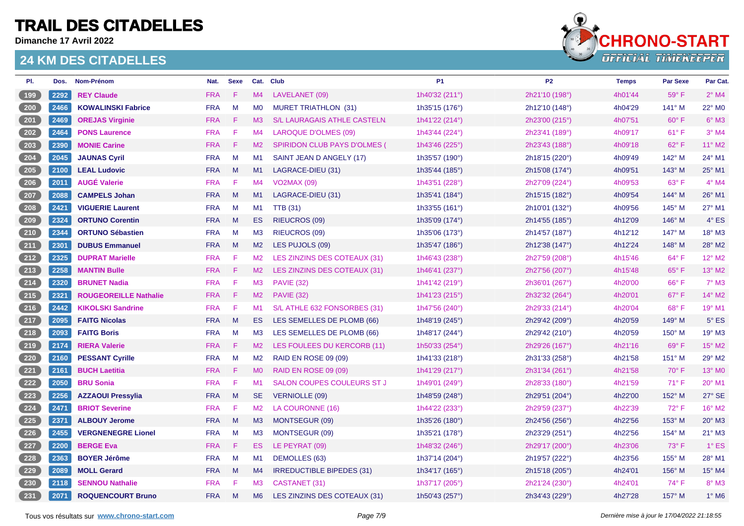# TRAIL DES CITADELLES

**Dimanche 17 Avril 2022**

## 24 KM DES CITADELLES

| Pl. | Dos. | Nom-Prénom | Nat. | Sexe | Cat. | Club | P1 | P2 | Temps | Par Sexe | Par Cat. |
|---|---|---|---|---|---|---|---|---|---|---|---|
| 199 | 2292 | **REY Claude** | FRA | F | M4 | LAVELANET (09) | 1h40'32 (211°) | 2h21'10 (198°) | 4h01'44 | 59° F | 2° M4 |
| 200 | 2466 | **KOWALINSKI Fabrice** | FRA | M | M0 | MURET TRIATHLON (31) | 1h35'15 (176°) | 2h12'10 (148°) | 4h04'29 | 141° M | 22° M0 |
| 201 | 2469 | **OREJAS Virginie** | FRA | F | M3 | S/L LAURAGAIS ATHLE CASTELN. | 1h41'22 (214°) | 2h23'00 (215°) | 4h07'51 | 60° F | 6° M3 |
| 202 | 2464 | **PONS Laurence** | FRA | F | M4 | LAROQUE D'OLMES (09) | 1h43'44 (224°) | 2h23'41 (189°) | 4h09'17 | 61° F | 3° M4 |
| 203 | 2390 | **MONIE Carine** | FRA | F | M2 | SPIRIDON CLUB PAYS D'OLMES ( | 1h43'46 (225°) | 2h23'43 (188°) | 4h09'18 | 62° F | 11° M2 |
| 204 | 2045 | **JAUNAS Cyril** | FRA | M | M1 | SAINT JEAN D ANGELY (17) | 1h35'57 (190°) | 2h18'15 (220°) | 4h09'49 | 142° M | 24° M1 |
| 205 | 2100 | **LEAL Ludovic** | FRA | M | M1 | LAGRACE-DIEU (31) | 1h35'44 (185°) | 2h15'08 (174°) | 4h09'51 | 143° M | 25° M1 |
| 206 | 2011 | **AUGÉ Valerie** | FRA | F | M4 | VO2MAX (09) | 1h43'51 (228°) | 2h27'09 (224°) | 4h09'53 | 63° F | 4° M4 |
| 207 | 2088 | **CAMPELS Johan** | FRA | M | M1 | LAGRACE-DIEU (31) | 1h35'41 (184°) | 2h15'15 (182°) | 4h09'54 | 144° M | 26° M1 |
| 208 | 2421 | **VIGUERIE Laurent** | FRA | M | M1 | TTB (31) | 1h33'55 (161°) | 2h10'01 (132°) | 4h09'56 | 145° M | 27° M1 |
| 209 | 2324 | **ORTUNO Corentin** | FRA | M | ES | RIEUCROS (09) | 1h35'09 (174°) | 2h14'55 (185°) | 4h12'09 | 146° M | 4° ES |
| 210 | 2344 | **ORTUNO Sébastien** | FRA | M | M3 | RIEUCROS (09) | 1h35'06 (173°) | 2h14'57 (187°) | 4h12'12 | 147° M | 18° M3 |
| 211 | 2301 | **DUBUS Emmanuel** | FRA | M | M2 | LES PUJOLS (09) | 1h35'47 (186°) | 2h12'38 (147°) | 4h12'24 | 148° M | 28° M2 |
| 212 | 2325 | **DUPRAT Marielle** | FRA | F | M2 | LES ZINZINS DES COTEAUX (31) | 1h46'43 (238°) | 2h27'59 (208°) | 4h15'46 | 64° F | 12° M2 |
| 213 | 2258 | **MANTIN Bulle** | FRA | F | M2 | LES ZINZINS DES COTEAUX (31) | 1h46'41 (237°) | 2h27'56 (207°) | 4h15'48 | 65° F | 13° M2 |
| 214 | 2320 | **BRUNET Nadia** | FRA | F | M3 | PAVIE (32) | 1h41'42 (219°) | 2h36'01 (267°) | 4h20'00 | 66° F | 7° M3 |
| 215 | 2321 | **ROUGEOREILLE Nathalie** | FRA | F | M2 | PAVIE (32) | 1h41'23 (215°) | 2h32'32 (264°) | 4h20'01 | 67° F | 14° M2 |
| 216 | 2442 | **KIKOLSKI Sandrine** | FRA | F | M1 | S/L ATHLE 632 FONSORBES (31) | 1h47'56 (240°) | 2h29'33 (214°) | 4h20'04 | 68° F | 19° M1 |
| 217 | 2095 | **FAITG Nicolas** | FRA | M | ES | LES SEMELLES DE PLOMB (66) | 1h48'19 (245°) | 2h29'42 (209°) | 4h20'59 | 149° M | 5° ES |
| 218 | 2093 | **FAITG Boris** | FRA | M | M3 | LES SEMELLES DE PLOMB (66) | 1h48'17 (244°) | 2h29'42 (210°) | 4h20'59 | 150° M | 19° M3 |
| 219 | 2174 | **RIERA Valerie** | FRA | F | M2 | LES FOULEES DU KERCORB (11) | 1h50'33 (254°) | 2h29'26 (167°) | 4h21'16 | 69° F | 15° M2 |
| 220 | 2160 | **PESSANT Cyrille** | FRA | M | M2 | RAID EN ROSE 09 (09) | 1h41'33 (218°) | 2h31'33 (258°) | 4h21'58 | 151° M | 29° M2 |
| 221 | 2161 | **BUCH Laetitia** | FRA | F | M0 | RAID EN ROSE 09 (09) | 1h41'29 (217°) | 2h31'34 (261°) | 4h21'58 | 70° F | 13° M0 |
| 222 | 2050 | **BRU Sonia** | FRA | F | M1 | SALON COUPES COULEURS ST J | 1h49'01 (249°) | 2h28'33 (180°) | 4h21'59 | 71° F | 20° M1 |
| 223 | 2256 | **AZZAOUI Pressylia** | FRA | M | SE | VERNIOLLE (09) | 1h48'59 (248°) | 2h29'51 (204°) | 4h22'00 | 152° M | 27° SE |
| 224 | 2471 | **BRIOT Severine** | FRA | F | M2 | LA COURONNE (16) | 1h44'22 (233°) | 2h29'59 (237°) | 4h22'39 | 72° F | 16° M2 |
| 225 | 2371 | **ALBOUY Jerome** | FRA | M | M3 | MONTSEGUR (09) | 1h35'26 (180°) | 2h24'56 (256°) | 4h22'56 | 153° M | 20° M3 |
| 226 | 2455 | **VERGNENEGRE Lionel** | FRA | M | M3 | MONTSEGUR (09) | 1h35'21 (178°) | 2h23'29 (251°) | 4h22'56 | 154° M | 21° M3 |
| 227 | 2200 | **BERGE Eva** | FRA | F | ES | LE PEYRAT (09) | 1h48'32 (246°) | 2h29'17 (200°) | 4h23'06 | 73° F | 1° ES |
| 228 | 2363 | **BOYER Jérôme** | FRA | M | M1 | DEMOLLES (63) | 1h37'14 (204°) | 2h19'57 (222°) | 4h23'56 | 155° M | 28° M1 |
| 229 | 2089 | **MOLL Gerard** | FRA | M | M4 | IRREDUCTIBLE BIPEDES (31) | 1h34'17 (165°) | 2h15'18 (205°) | 4h24'01 | 156° M | 15° M4 |
| 230 | 2118 | **SENNOU Nathalie** | FRA | F | M3 | CASTANET (31) | 1h37'17 (205°) | 2h21'24 (230°) | 4h24'01 | 74° F | 8° M3 |
| 231 | 2071 | **ROQUENCOURT Bruno** | FRA | M | M6 | LES ZINZINS DES COTEAUX (31) | 1h50'43 (257°) | 2h34'43 (229°) | 4h27'28 | 157° M | 1° M6 |

Tous vos résultats sur www.chrono-start.com

*Dernière mise à jour le 17/04/2022 21:18:55*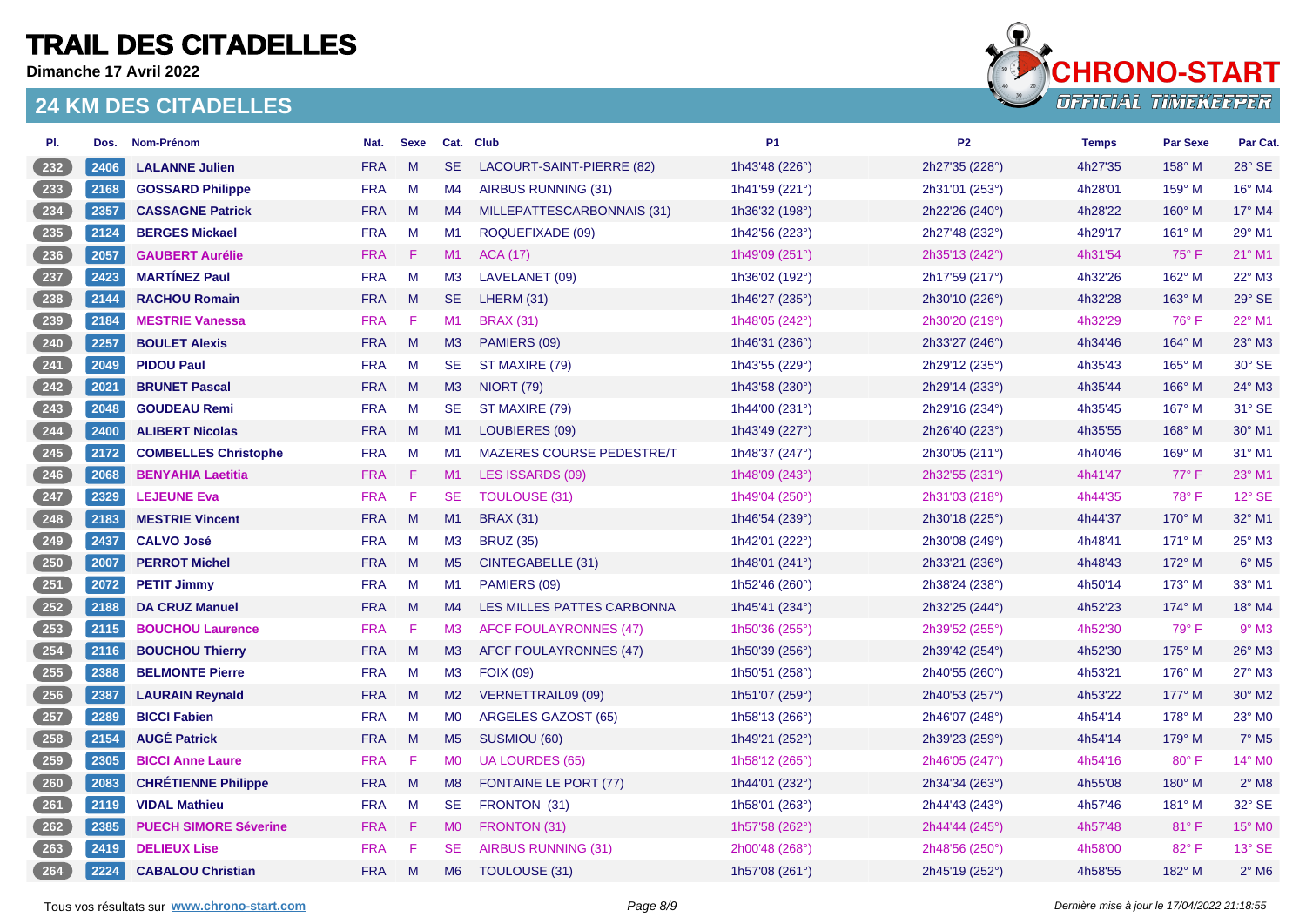# TRAIL DES CITADELLES

**Dimanche 17 Avril 2022**

## 24 KM DES CITADELLES

| Pl. | Dos. | Nom-Prénom | Nat. | Sexe | Cat. | Club | P1 | P2 | Temps | Par Sexe | Par Cat. |
|---|---|---|---|---|---|---|---|---|---|---|---|
| 232 | 2406 | **LALANNE Julien** | FRA | M | SE | LACOURT-SAINT-PIERRE (82) | 1h43'48 (226°) | 2h27'35 (228°) | 4h27'35 | 158° M | 28° SE |
| 233 | 2168 | **GOSSARD Philippe** | FRA | M | M4 | AIRBUS RUNNING (31) | 1h41'59 (221°) | 2h31'01 (253°) | 4h28'01 | 159° M | 16° M4 |
| 234 | 2357 | **CASSAGNE Patrick** | FRA | M | M4 | MILLEPATTESCARBONNAIS (31) | 1h36'32 (198°) | 2h22'26 (240°) | 4h28'22 | 160° M | 17° M4 |
| 235 | 2124 | **BERGES Mickael** | FRA | M | M1 | ROQUEFIXADE (09) | 1h42'56 (223°) | 2h27'48 (232°) | 4h29'17 | 161° M | 29° M1 |
| 236 | 2057 | **GAUBERT Aurélie** | FRA | F | M1 | ACA (17) | 1h49'09 (251°) | 2h35'13 (242°) | 4h31'54 | 75° F | 21° M1 |
| 237 | 2423 | **MARTÍNEZ Paul** | FRA | M | M3 | LAVELANET (09) | 1h36'02 (192°) | 2h17'59 (217°) | 4h32'26 | 162° M | 22° M3 |
| 238 | 2144 | **RACHOU Romain** | FRA | M | SE | LHERM (31) | 1h46'27 (235°) | 2h30'10 (226°) | 4h32'28 | 163° M | 29° SE |
| 239 | 2184 | **MESTRIE Vanessa** | FRA | F | M1 | BRAX (31) | 1h48'05 (242°) | 2h30'20 (219°) | 4h32'29 | 76° F | 22° M1 |
| 240 | 2257 | **BOULET Alexis** | FRA | M | M3 | PAMIERS (09) | 1h46'31 (236°) | 2h33'27 (246°) | 4h34'46 | 164° M | 23° M3 |
| 241 | 2049 | **PIDOU Paul** | FRA | M | SE | ST MAXIRE (79) | 1h43'55 (229°) | 2h29'12 (235°) | 4h35'43 | 165° M | 30° SE |
| 242 | 2021 | **BRUNET Pascal** | FRA | M | M3 | NIORT (79) | 1h43'58 (230°) | 2h29'14 (233°) | 4h35'44 | 166° M | 24° M3 |
| 243 | 2048 | **GOUDEAU Remi** | FRA | M | SE | ST MAXIRE (79) | 1h44'00 (231°) | 2h29'16 (234°) | 4h35'45 | 167° M | 31° SE |
| 244 | 2400 | **ALIBERT Nicolas** | FRA | M | M1 | LOUBIERES (09) | 1h43'49 (227°) | 2h26'40 (223°) | 4h35'55 | 168° M | 30° M1 |
| 245 | 2172 | **COMBELLES Christophe** | FRA | M | M1 | MAZERES COURSE PEDESTRE/T | 1h48'37 (247°) | 2h30'05 (211°) | 4h40'46 | 169° M | 31° M1 |
| 246 | 2068 | **BENYAHIA Laetitia** | FRA | F | M1 | LES ISSARDS (09) | 1h48'09 (243°) | 2h32'55 (231°) | 4h41'47 | 77° F | 23° M1 |
| 247 | 2329 | **LEJEUNE Eva** | FRA | F | SE | TOULOUSE (31) | 1h49'04 (250°) | 2h31'03 (218°) | 4h44'35 | 78° F | 12° SE |
| 248 | 2183 | **MESTRIE Vincent** | FRA | M | M1 | BRAX (31) | 1h46'54 (239°) | 2h30'18 (225°) | 4h44'37 | 170° M | 32° M1 |
| 249 | 2437 | **CALVO José** | FRA | M | M3 | BRUZ (35) | 1h42'01 (222°) | 2h30'08 (249°) | 4h48'41 | 171° M | 25° M3 |
| 250 | 2007 | **PERROT Michel** | FRA | M | M5 | CINTEGABELLE (31) | 1h48'01 (241°) | 2h33'21 (236°) | 4h48'43 | 172° M | 6° M5 |
| 251 | 2072 | **PETIT Jimmy** | FRA | M | M1 | PAMIERS (09) | 1h52'46 (260°) | 2h38'24 (238°) | 4h50'14 | 173° M | 33° M1 |
| 252 | 2188 | **DA CRUZ Manuel** | FRA | M | M4 | LES MILLES PATTES CARBONNA | 1h45'41 (234°) | 2h32'25 (244°) | 4h52'23 | 174° M | 18° M4 |
| 253 | 2115 | **BOUCHOU Laurence** | FRA | F | M3 | AFCF FOULAYRONNES (47) | 1h50'36 (255°) | 2h39'52 (255°) | 4h52'30 | 79° F | 9° M3 |
| 254 | 2116 | **BOUCHOU Thierry** | FRA | M | M3 | AFCF FOULAYRONNES (47) | 1h50'39 (256°) | 2h39'42 (254°) | 4h52'30 | 175° M | 26° M3 |
| 255 | 2388 | **BELMONTE Pierre** | FRA | M | M3 | FOIX (09) | 1h50'51 (258°) | 2h40'55 (260°) | 4h53'21 | 176° M | 27° M3 |
| 256 | 2387 | **LAURAIN Reynald** | FRA | M | M2 | VERNETTRAIL09 (09) | 1h51'07 (259°) | 2h40'53 (257°) | 4h53'22 | 177° M | 30° M2 |
| 257 | 2289 | **BICCI Fabien** | FRA | M | M0 | ARGELES GAZOST (65) | 1h58'13 (266°) | 2h46'07 (248°) | 4h54'14 | 178° M | 23° M0 |
| 258 | 2154 | **AUGÉ Patrick** | FRA | M | M5 | SUSMIOU (60) | 1h49'21 (252°) | 2h39'23 (259°) | 4h54'14 | 179° M | 7° M5 |
| 259 | 2305 | **BICCI Anne Laure** | FRA | F | M0 | UA LOURDES (65) | 1h58'12 (265°) | 2h46'05 (247°) | 4h54'16 | 80° F | 14° M0 |
| 260 | 2083 | **CHRÉTIENNE Philippe** | FRA | M | M8 | FONTAINE LE PORT (77) | 1h44'01 (232°) | 2h34'34 (263°) | 4h55'08 | 180° M | 2° M8 |
| 261 | 2119 | **VIDAL Mathieu** | FRA | M | SE | FRONTON (31) | 1h58'01 (263°) | 2h44'43 (243°) | 4h57'46 | 181° M | 32° SE |
| 262 | 2385 | **PUECH SIMORE Séverine** | FRA | F | M0 | FRONTON (31) | 1h57'58 (262°) | 2h44'44 (245°) | 4h57'48 | 81° F | 15° M0 |
| 263 | 2419 | **DELIEUX Lise** | FRA | F | SE | AIRBUS RUNNING (31) | 2h00'48 (268°) | 2h48'56 (250°) | 4h58'00 | 82° F | 13° SE |
| 264 | 2224 | **CABALOU Christian** | FRA | M | M6 | TOULOUSE (31) | 1h57'08 (261°) | 2h45'19 (252°) | 4h58'55 | 182° M | 2° M6 |

Tous vos résultats sur **www.chrono-start.com**

*Dernière mise à jour le 17/04/2022 21:18:55*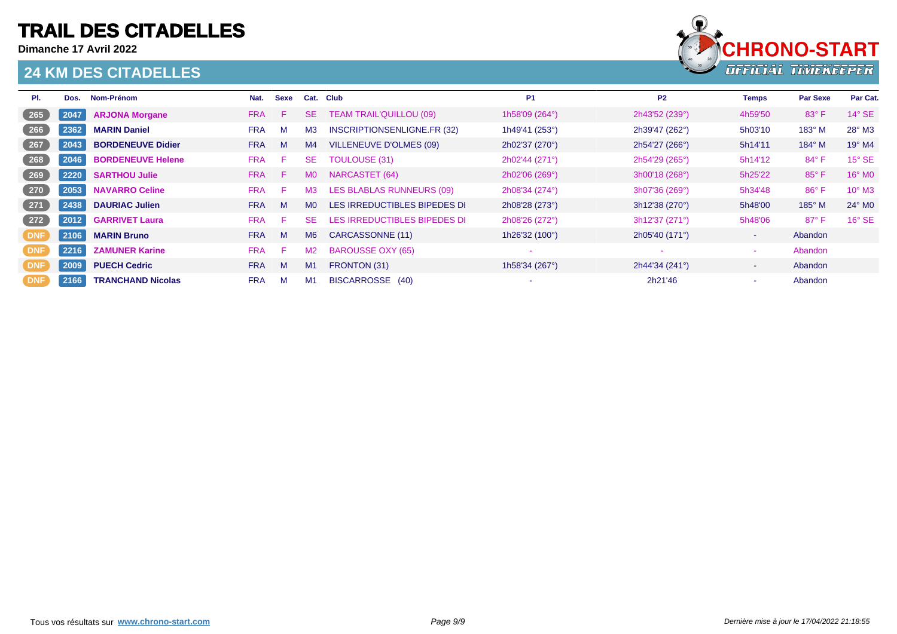# TRAIL DES CITADELLES

**Dimanche 17 Avril 2022**

## 24 KM DES CITADELLES

| Pl. | Dos. | Nom-Prénom | Nat. | Sexe | Cat. | Club | P1 | P2 | Temps | Par Sexe | Par Cat. |
|---|---|---|---|---|---|---|---|---|---|---|---|
| 265 | 2047 | **ARJONA Morgane** | FRA | F | SE | TEAM TRAIL'QUILLOU (09) | 1h58'09 (264°) | 2h43'52 (239°) | 4h59'50 | 83° F | 14° SE |
| 266 | 2362 | **MARIN Daniel** | FRA | M | M3 | INSCRIPTIONSENLIGNE.FR (32) | 1h49'41 (253°) | 2h39'47 (262°) | 5h03'10 | 183° M | 28° M3 |
| 267 | 2043 | **BORDENEUVE Didier** | FRA | M | M4 | VILLENEUVE D'OLMES (09) | 2h02'37 (270°) | 2h54'27 (266°) | 5h14'11 | 184° M | 19° M4 |
| 268 | 2046 | **BORDENEUVE Helene** | FRA | F | SE | TOULOUSE (31) | 2h02'44 (271°) | 2h54'29 (265°) | 5h14'12 | 84° F | 15° SE |
| 269 | 2220 | **SARTHOU Julie** | FRA | F | M0 | NARCASTET (64) | 2h02'06 (269°) | 3h00'18 (268°) | 5h25'22 | 85° F | 16° M0 |
| 270 | 2053 | **NAVARRO Celine** | FRA | F | M3 | LES BLABLAS RUNNEURS (09) | 2h08'34 (274°) | 3h07'36 (269°) | 5h34'48 | 86° F | 10° M3 |
| 271 | 2438 | **DAURIAC Julien** | FRA | M | M0 | LES IRREDUCTIBLES BIPEDES DI | 2h08'28 (273°) | 3h12'38 (270°) | 5h48'00 | 185° M | 24° M0 |
| 272 | 2012 | **GARRIVET Laura** | FRA | F | SE | LES IRREDUCTIBLES BIPEDES DI | 2h08'26 (272°) | 3h12'37 (271°) | 5h48'06 | 87° F | 16° SE |
| DNF | 2106 | **MARIN Bruno** | FRA | M | M6 | CARCASSONNE (11) | 1h26'32 (100°) | 2h05'40 (171°) | - | Abandon | |
| DNF | 2216 | **ZAMUNER Karine** | FRA | F | M2 | BAROUSSE OXY (65) | - | - | - | Abandon | |
| DNF | 2009 | **PUECH Cedric** | FRA | M | M1 | FRONTON (31) | 1h58'34 (267°) | 2h44'34 (241°) | - | Abandon | |
| DNF | 2166 | **TRANCHAND Nicolas** | FRA | M | M1 | BISCARROSSE (40) | - | 2h21'46 | - | Abandon | |

Tous vos résultats sur www.chrono-start.com

*Dernière mise à jour le 17/04/2022 21:18:55*